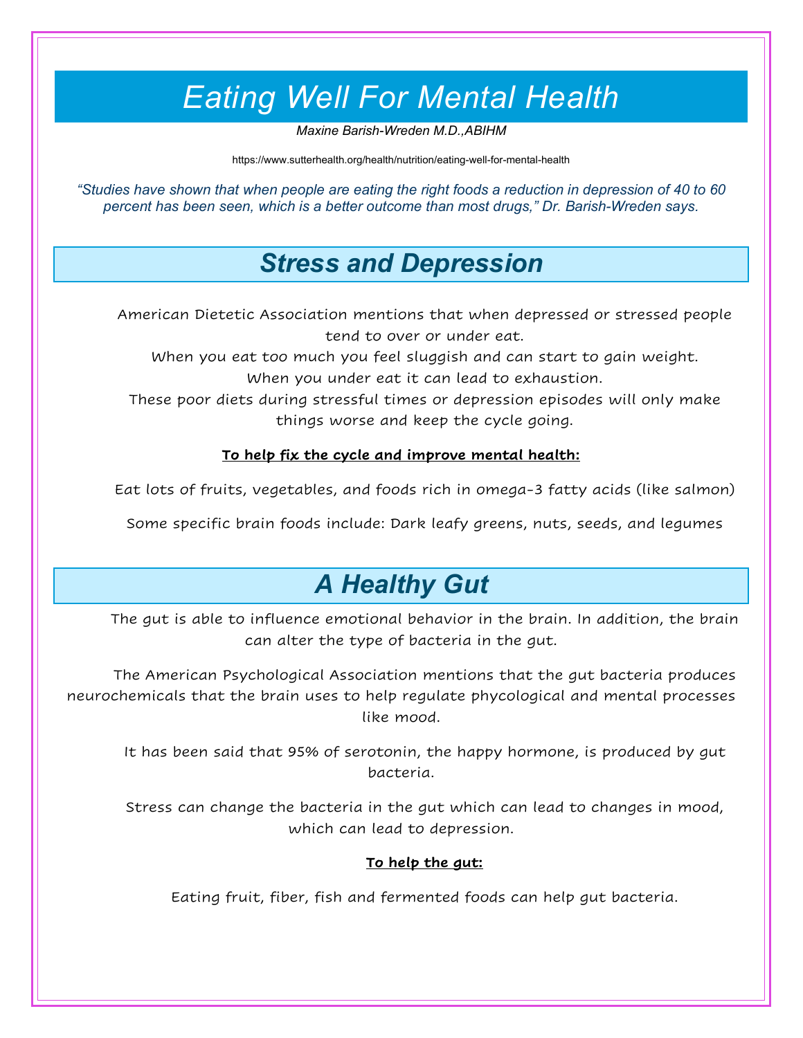# Eating Well For Mental Health

*Maxine Barish-Wreden M.D.,ABIHM*

https://www.sutterhealth.org/health/nutrition/eating-well-for-mental-health

*"Studies have shown that when people are eating the right foods a reduction in depression of 40 to 60 percent has been seen, which is a better outcome than most drugs," Dr. Barish-Wreden says.*

## Stress and Depression

American Dietetic Association mentions that when depressed or stressed people tend to over or under eat.

When you eat too much you feel sluggish and can start to gain weight.

When you under eat it can lead to exhaustion.

These poor diets during stressful times or depression episodes will only make things worse and keep the cycle going.

**To help fix the cycle and improve mental health:**

Eat lots of fruits, vegetables, and foods rich in omega-3 fatty acids (like salmon)

Some specific brain foods include: Dark leafy greens, nuts, seeds, and legumes

## A Healthy Gut

The gut is able to influence emotional behavior in the brain. In addition, the brain can alter the type of bacteria in the gut.

The American Psychological Association mentions that the gut bacteria produces neurochemicals that the brain uses to help regulate phycological and mental processes like mood.

It has been said that 95% of serotonin, the happy hormone, is produced by gut bacteria.

Stress can change the bacteria in the gut which can lead to changes in mood, which can lead to depression.

**To help the gut:**

Eating fruit, fiber, fish and fermented foods can help gut bacteria.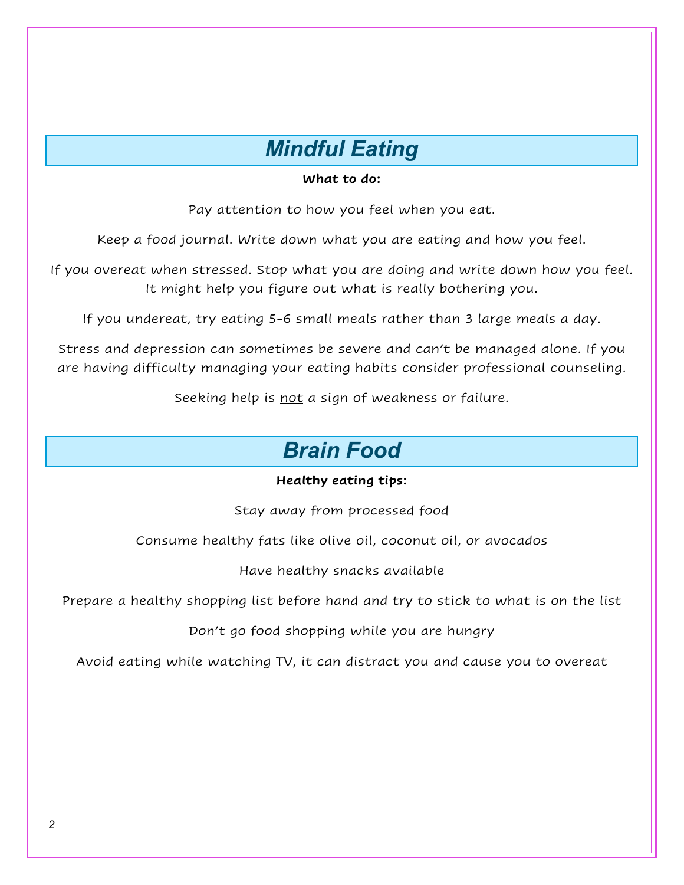# Mindful Eating

**What to do:**

Pay attention to how you feel when you eat.

Keep a food journal. Write down what you are eating and how you feel.

If you overeat when stressed. Stop what you are doing and write down how you feel. It might help you figure out what is really bothering you.

If you undereat, try eating 5-6 small meals rather than 3 large meals a day.

Stress and depression can sometimes be severe and can't be managed alone. If you are having difficulty managing your eating habits consider professional counseling.

Seeking help is not a sign of weakness or failure.

# Brain Food

**Healthy eating tips:**

Stay away from processed food

Consume healthy fats like olive oil, coconut oil, or avocados

Have healthy snacks available

Prepare a healthy shopping list before hand and try to stick to what is on the list

Don't go food shopping while you are hungry

Avoid eating while watching TV, it can distract you and cause you to overeat